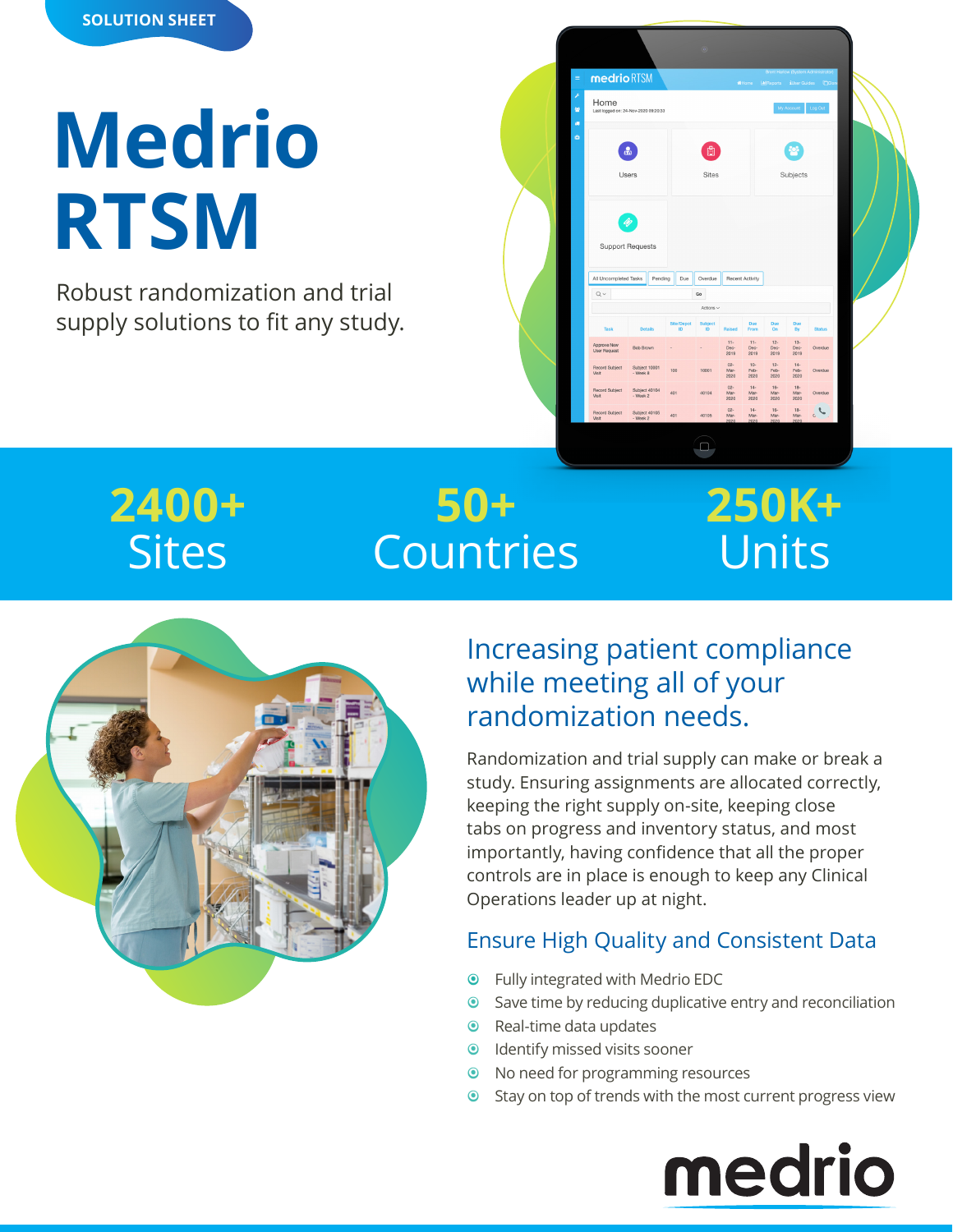SOLUTION SHEET

# Medrio RTSM

Robust randomization and trial supply solutions to fit any study.

**2400+** Sites

**50+** Countries

**250K+** Units

## Increasing patient compliance while meeting all of your randomization needs.

Randomization and trial supply can make or break a study. Ensuring assignments are allocated correctly, keeping the right supply on-site, keeping close tabs on progress and inventory status, and most importantly, having confidence that all the proper controls are in place is enough to keep any Clinical Operations leader up at night.

### Ensure High Quality and Consistent Data

- Fully integrated with Medrio EDC
- Save time by reducing duplicative entry and reconciliation
- Real-time data updates
- Identify missed visits sooner
- No need for programming resources
- Stay on top of trends with the most current progress view

medrio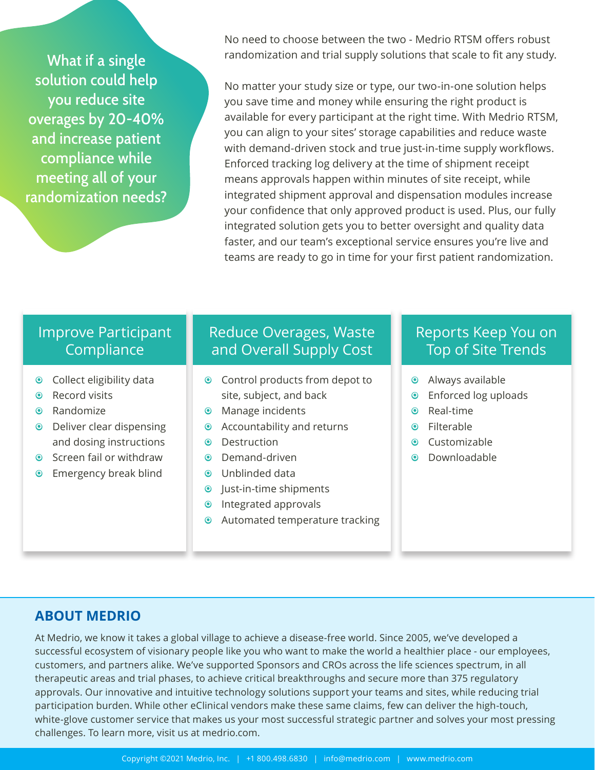What if a single solution could help you reduce site overages by 20-40% and increase patient compliance while meeting all of your randomization needs?

No need to choose between the two - Medrio RTSM offers robust randomization and trial supply solutions that scale to fit any study.

No matter your study size or type, our two-in-one solution helps you save time and money while ensuring the right product is available for every participant at the right time. With Medrio RTSM, you can align to your sites' storage capabilities and reduce waste with demand-driven stock and true just-in-time supply workflows. Enforced tracking log delivery at the time of shipment receipt means approvals happen within minutes of site receipt, while integrated shipment approval and dispensation modules increase your confidence that only approved product is used. Plus, our fully integrated solution gets you to better oversight and quality data faster, and our team's exceptional service ensures you're live and teams are ready to go in time for your first patient randomization.

## Improve Participant Compliance

- Collect eligibility data
- Record visits
- Randomize
- Deliver clear dispensing and dosing instructions
- Screen fail or withdraw
- Emergency break blind

## Reduce Overages, Waste and Overall Supply Cost

- Control products from depot to site, subject, and back
- Manage incidents
- Accountability and returns
- Destruction
- Demand-driven
- Unblinded data
- Just-in-time shipments
- Integrated approvals
- Automated temperature tracking

## Reports Keep You on Top of Site Trends

- Always available
- Enforced log uploads
- Real-time
- Filterable
- Customizable
- Downloadable

## ABOUT MEDRIO

At Medrio, we know it takes a global village to achieve a disease-free world. Since 2005, we've developed a successful ecosystem of visionary people like you who want to make the world a healthier place - our employees, customers, and partners alike. We've supported Sponsors and CROs across the life sciences spectrum, in all therapeutic areas and trial phases, to achieve critical breakthroughs and secure more than 375 regulatory approvals. Our innovative and intuitive technology solutions support your teams and sites, while reducing trial participation burden. While other eClinical vendors make these same claims, few can deliver the high-touch, white-glove customer service that makes us your most successful strategic partner and solves your most pressing challenges. To learn more, visit us at medrio.com.

Copyright ©2021 Medrio, Inc. | +1 800.498.6830 | info@medrio.com | www.medrio.com